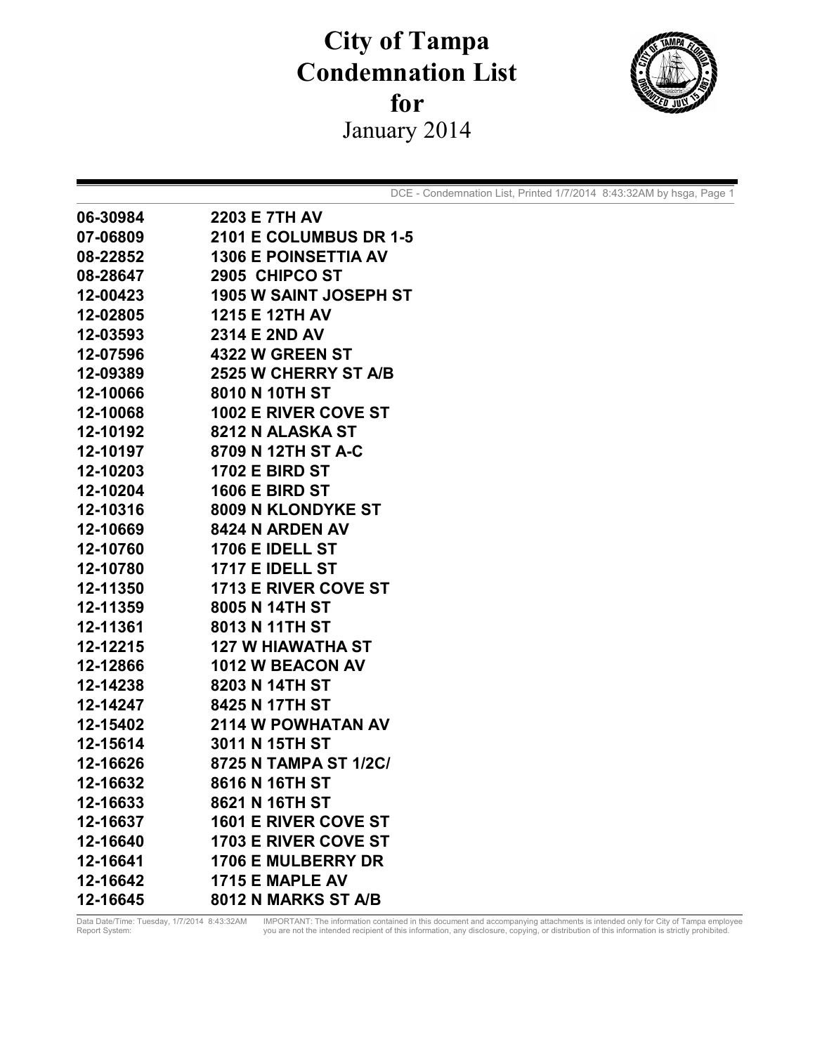# City of Tampa Condemnation List for

January 2014

| | |
|---|---|
| 06-30984 | 2203 E 7TH AV |
| 07-06809 | 2101 E COLUMBUS DR 1-5 |
| 08-22852 | 1306 E POINSETTIA AV |
| 08-28647 | 2905 CHIPCO ST |
| 12-00423 | 1905 W SAINT JOSEPH ST |
| 12-02805 | 1215 E 12TH AV |
| 12-03593 | 2314 E 2ND AV |
| 12-07596 | 4322 W GREEN ST |
| 12-09389 | 2525 W CHERRY ST A/B |
| 12-10066 | 8010 N 10TH ST |
| 12-10068 | 1002 E RIVER COVE ST |
| 12-10192 | 8212 N ALASKA ST |
| 12-10197 | 8709 N 12TH ST A-C |
| 12-10203 | 1702 E BIRD ST |
| 12-10204 | 1606 E BIRD ST |
| 12-10316 | 8009 N KLONDYKE ST |
| 12-10669 | 8424 N ARDEN AV |
| 12-10760 | 1706 E IDELL ST |
| 12-10780 | 1717 E IDELL ST |
| 12-11350 | 1713 E RIVER COVE ST |
| 12-11359 | 8005 N 14TH ST |
| 12-11361 | 8013 N 11TH ST |
| 12-12215 | 127 W HIAWATHA ST |
| 12-12866 | 1012 W BEACON AV |
| 12-14238 | 8203 N 14TH ST |
| 12-14247 | 8425 N 17TH ST |
| 12-15402 | 2114 W POWHATAN AV |
| 12-15614 | 3011 N 15TH ST |
| 12-16626 | 8725 N TAMPA ST 1/2C/ |
| 12-16632 | 8616 N 16TH ST |
| 12-16633 | 8621 N 16TH ST |
| 12-16637 | 1601 E RIVER COVE ST |
| 12-16640 | 1703 E RIVER COVE ST |
| 12-16641 | 1706 E MULBERRY DR |
| 12-16642 | 1715 E MAPLE AV |
| 12-16645 | 8012 N MARKS ST A/B |

Data Date/Time: Tuesday, 1/7/2014 8:43:32AM
Report System:

IMPORTANT: The information contained in this document and accompanying attachments is intended only for City of Tampa employee you are not the intended recipient of this information, any disclosure, copying, or distribution of this information is strictly prohibited.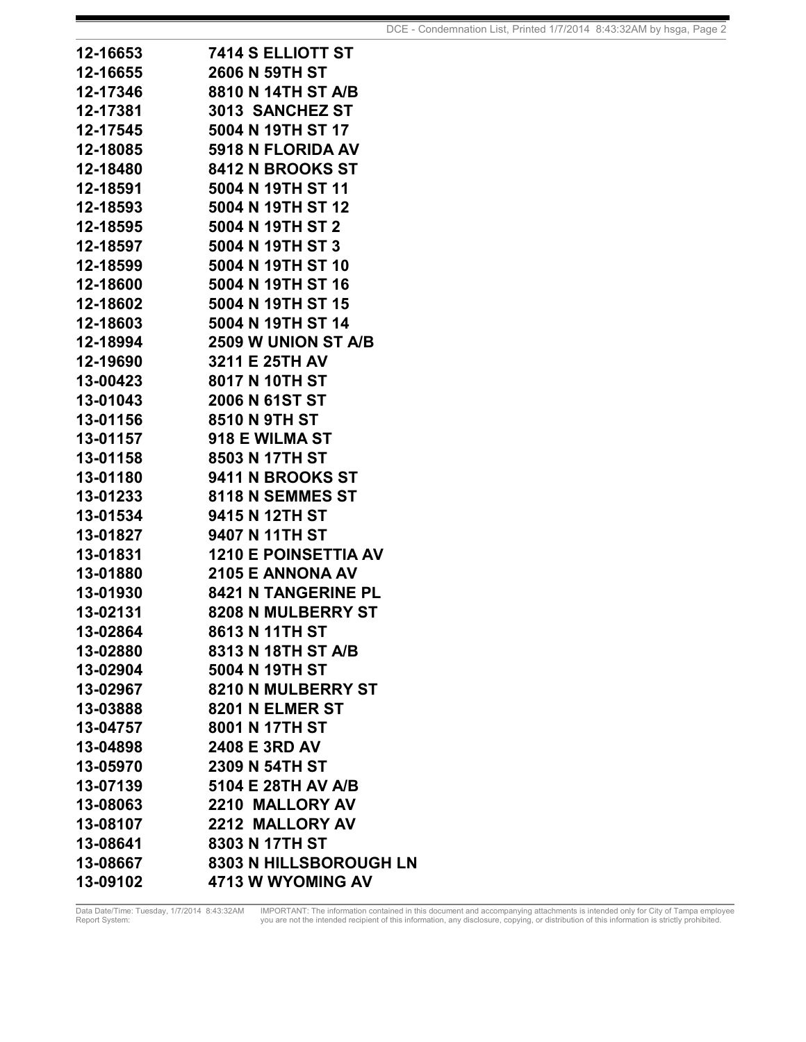| | |
|---|---|
| **12-16653** | **7414 S ELLIOTT ST** |
| **12-16655** | **2606 N 59TH ST** |
| **12-17346** | **8810 N 14TH ST A/B** |
| **12-17381** | **3013 SANCHEZ ST** |
| **12-17545** | **5004 N 19TH ST 17** |
| **12-18085** | **5918 N FLORIDA AV** |
| **12-18480** | **8412 N BROOKS ST** |
| **12-18591** | **5004 N 19TH ST 11** |
| **12-18593** | **5004 N 19TH ST 12** |
| **12-18595** | **5004 N 19TH ST 2** |
| **12-18597** | **5004 N 19TH ST 3** |
| **12-18599** | **5004 N 19TH ST 10** |
| **12-18600** | **5004 N 19TH ST 16** |
| **12-18602** | **5004 N 19TH ST 15** |
| **12-18603** | **5004 N 19TH ST 14** |
| **12-18994** | **2509 W UNION ST A/B** |
| **12-19690** | **3211 E 25TH AV** |
| **13-00423** | **8017 N 10TH ST** |
| **13-01043** | **2006 N 61ST ST** |
| **13-01156** | **8510 N 9TH ST** |
| **13-01157** | **918 E WILMA ST** |
| **13-01158** | **8503 N 17TH ST** |
| **13-01180** | **9411 N BROOKS ST** |
| **13-01233** | **8118 N SEMMES ST** |
| **13-01534** | **9415 N 12TH ST** |
| **13-01827** | **9407 N 11TH ST** |
| **13-01831** | **1210 E POINSETTIA AV** |
| **13-01880** | **2105 E ANNONA AV** |
| **13-01930** | **8421 N TANGERINE PL** |
| **13-02131** | **8208 N MULBERRY ST** |
| **13-02864** | **8613 N 11TH ST** |
| **13-02880** | **8313 N 18TH ST A/B** |
| **13-02904** | **5004 N 19TH ST** |
| **13-02967** | **8210 N MULBERRY ST** |
| **13-03888** | **8201 N ELMER ST** |
| **13-04757** | **8001 N 17TH ST** |
| **13-04898** | **2408 E 3RD AV** |
| **13-05970** | **2309 N 54TH ST** |
| **13-07139** | **5104 E 28TH AV A/B** |
| **13-08063** | **2210 MALLORY AV** |
| **13-08107** | **2212 MALLORY AV** |
| **13-08641** | **8303 N 17TH ST** |
| **13-08667** | **8303 N HILLSBOROUGH LN** |
| **13-09102** | **4713 W WYOMING AV** |

Data Date/Time: Tuesday, 1/7/2014 8:43:32AM
Report System:

IMPORTANT: The information contained in this document and accompanying attachments is intended only for City of Tampa employee you are not the intended recipient of this information, any disclosure, copying, or distribution of this information is strictly prohibited.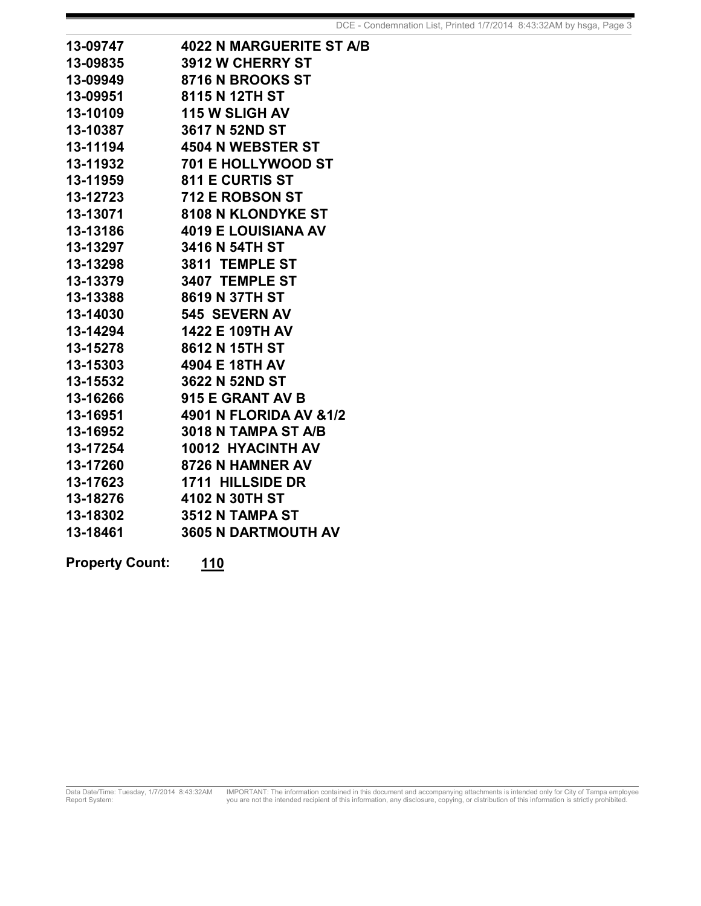| | |
|---|---|
| **13-09747** | **4022 N MARGUERITE ST A/B** |
| **13-09835** | **3912 W CHERRY ST** |
| **13-09949** | **8716 N BROOKS ST** |
| **13-09951** | **8115 N 12TH ST** |
| **13-10109** | **115 W SLIGH AV** |
| **13-10387** | **3617 N 52ND ST** |
| **13-11194** | **4504 N WEBSTER ST** |
| **13-11932** | **701 E HOLLYWOOD ST** |
| **13-11959** | **811 E CURTIS ST** |
| **13-12723** | **712 E ROBSON ST** |
| **13-13071** | **8108 N KLONDYKE ST** |
| **13-13186** | **4019 E LOUISIANA AV** |
| **13-13297** | **3416 N 54TH ST** |
| **13-13298** | **3811 TEMPLE ST** |
| **13-13379** | **3407 TEMPLE ST** |
| **13-13388** | **8619 N 37TH ST** |
| **13-14030** | **545 SEVERN AV** |
| **13-14294** | **1422 E 109TH AV** |
| **13-15278** | **8612 N 15TH ST** |
| **13-15303** | **4904 E 18TH AV** |
| **13-15532** | **3622 N 52ND ST** |
| **13-16266** | **915 E GRANT AV B** |
| **13-16951** | **4901 N FLORIDA AV &1/2** |
| **13-16952** | **3018 N TAMPA ST A/B** |
| **13-17254** | **10012 HYACINTH AV** |
| **13-17260** | **8726 N HAMNER AV** |
| **13-17623** | **1711 HILLSIDE DR** |
| **13-18276** | **4102 N 30TH ST** |
| **13-18302** | **3512 N TAMPA ST** |
| **13-18461** | **3605 N DARTMOUTH AV** |

**Property Count:** **110**

Data Date/Time: Tuesday, 1/7/2014 8:43:32AM
Report System:

IMPORTANT: The information contained in this document and accompanying attachments is intended only for City of Tampa employee you are not the intended recipient of this information, any disclosure, copying, or distribution of this information is strictly prohibited.